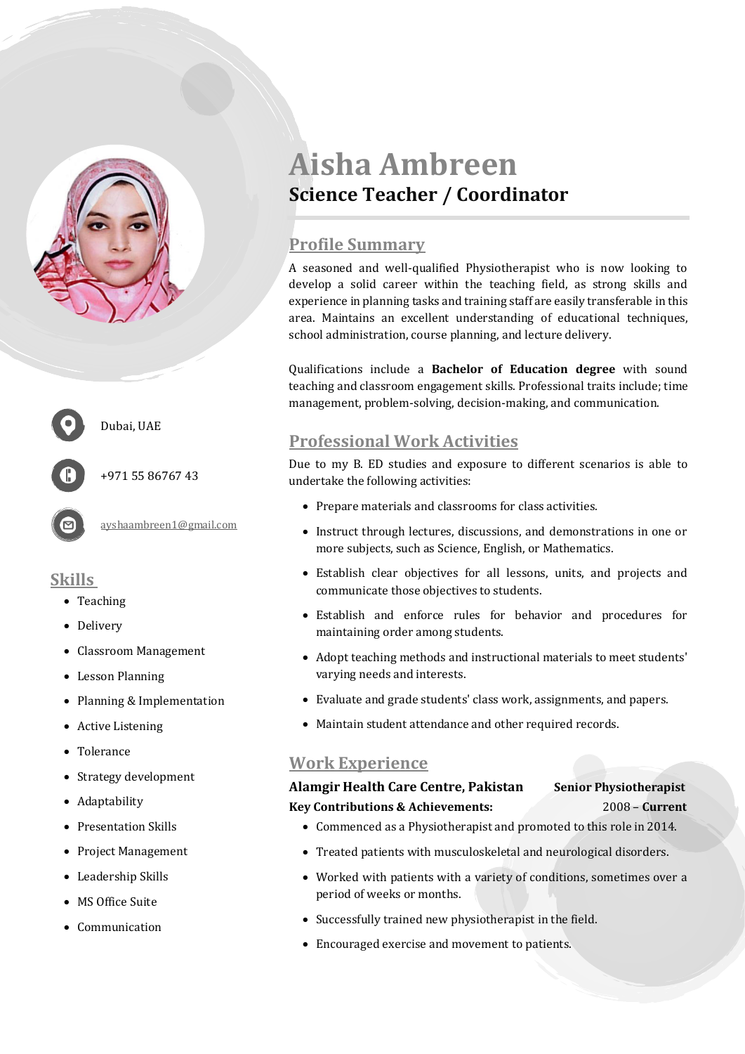# Aisha Ambreen

### Science Teacher / Coordinator

Dubai, UAE

+971 55 86767 43

ayshaambreen1@gmail.com

## Skills

- Teaching
- Delivery
- Classroom Management
- Lesson Planning
- Planning & Implementation
- Active Listening
- Tolerance
- Strategy development
- Adaptability
- Presentation Skills
- Project Management
- Leadership Skills
- MS Office Suite
- Communication

## Profile Summary

A seasoned and well-qualified Physiotherapist who is now looking to develop a solid career within the teaching field, as strong skills and experience in planning tasks and training staff are easily transferable in this area. Maintains an excellent understanding of educational techniques, school administration, course planning, and lecture delivery.

Qualifications include a **Bachelor of Education degree** with sound teaching and classroom engagement skills. Professional traits include; time management, problem-solving, decision-making, and communication.

## Professional Work Activities

Due to my B. ED studies and exposure to different scenarios is able to undertake the following activities:

- Prepare materials and classrooms for class activities.
- Instruct through lectures, discussions, and demonstrations in one or more subjects, such as Science, English, or Mathematics.
- Establish clear objectives for all lessons, units, and projects and communicate those objectives to students.
- Establish and enforce rules for behavior and procedures for maintaining order among students.
- Adopt teaching methods and instructional materials to meet students' varying needs and interests.
- Evaluate and grade students' class work, assignments, and papers.
- Maintain student attendance and other required records.

## Work Experience

**Alamgir Health Care Centre, Pakistan** — **Senior Physiotherapist**

**Key Contributions & Achievements:** 2008 – **Current**

- Commenced as a Physiotherapist and promoted to this role in 2014.
- Treated patients with musculoskeletal and neurological disorders.
- Worked with patients with a variety of conditions, sometimes over a period of weeks or months.
- Successfully trained new physiotherapist in the field.
- Encouraged exercise and movement to patients.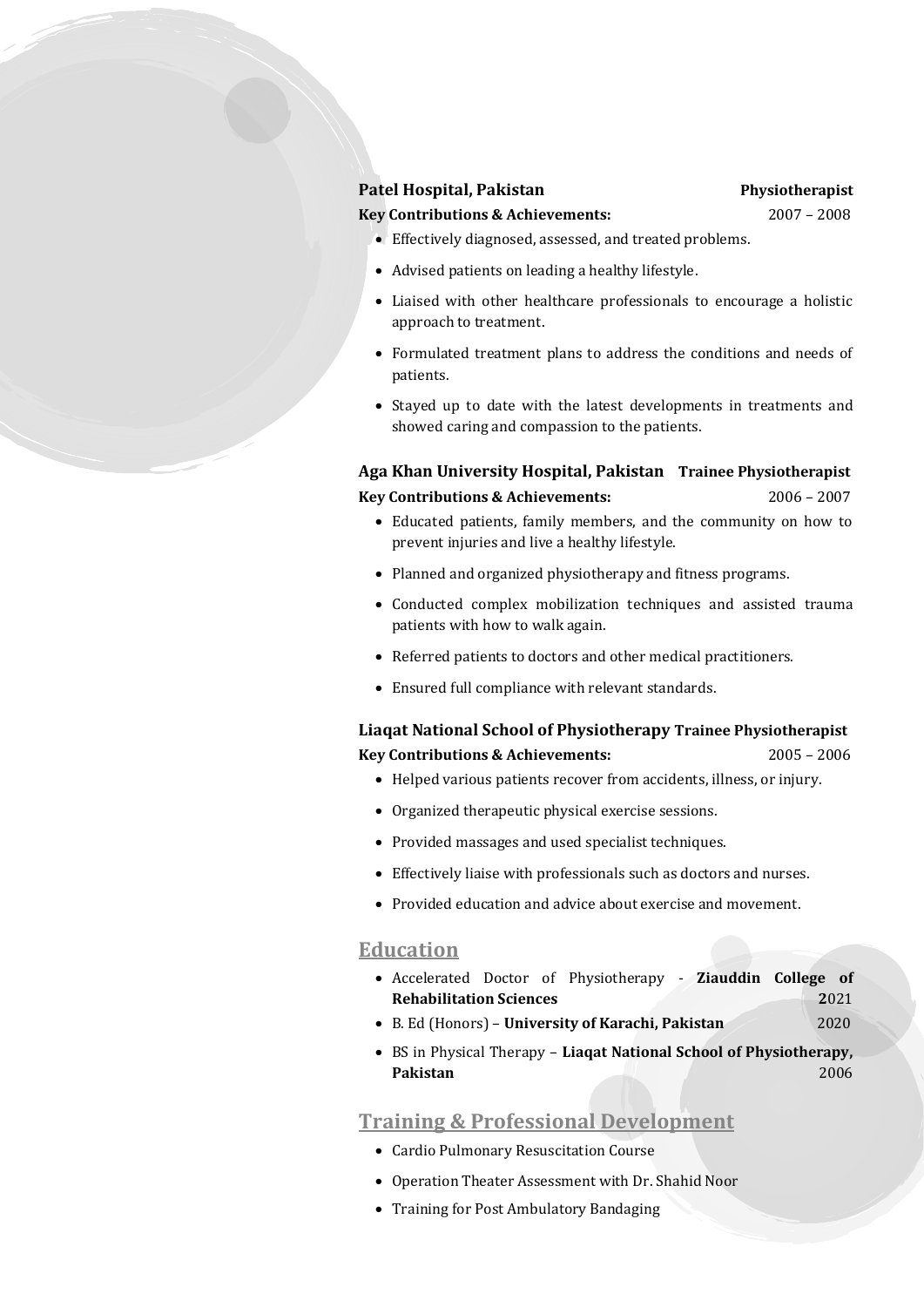**Patel Hospital, Pakistan** **Physiotherapist**

**Key Contributions & Achievements:** 2007 – 2008

- Effectively diagnosed, assessed, and treated problems.
- Advised patients on leading a healthy lifestyle.
- Liaised with other healthcare professionals to encourage a holistic approach to treatment.
- Formulated treatment plans to address the conditions and needs of patients.
- Stayed up to date with the latest developments in treatments and showed caring and compassion to the patients.

**Aga Khan University Hospital, Pakistan** **Trainee Physiotherapist**

**Key Contributions & Achievements:** 2006 – 2007

- Educated patients, family members, and the community on how to prevent injuries and live a healthy lifestyle.
- Planned and organized physiotherapy and fitness programs.
- Conducted complex mobilization techniques and assisted trauma patients with how to walk again.
- Referred patients to doctors and other medical practitioners.
- Ensured full compliance with relevant standards.

**Liaqat National School of Physiotherapy** **Trainee Physiotherapist**

**Key Contributions & Achievements:** 2005 – 2006

- Helped various patients recover from accidents, illness, or injury.
- Organized therapeutic physical exercise sessions.
- Provided massages and used specialist techniques.
- Effectively liaise with professionals such as doctors and nurses.
- Provided education and advice about exercise and movement.

## Education

- Accelerated Doctor of Physiotherapy - **Ziauddin College of Rehabilitation Sciences** 2021
- B. Ed (Honors) – **University of Karachi, Pakistan** 2020
- BS in Physical Therapy – **Liaqat National School of Physiotherapy, Pakistan** 2006

## Training & Professional Development

- Cardio Pulmonary Resuscitation Course
- Operation Theater Assessment with Dr. Shahid Noor
- Training for Post Ambulatory Bandaging